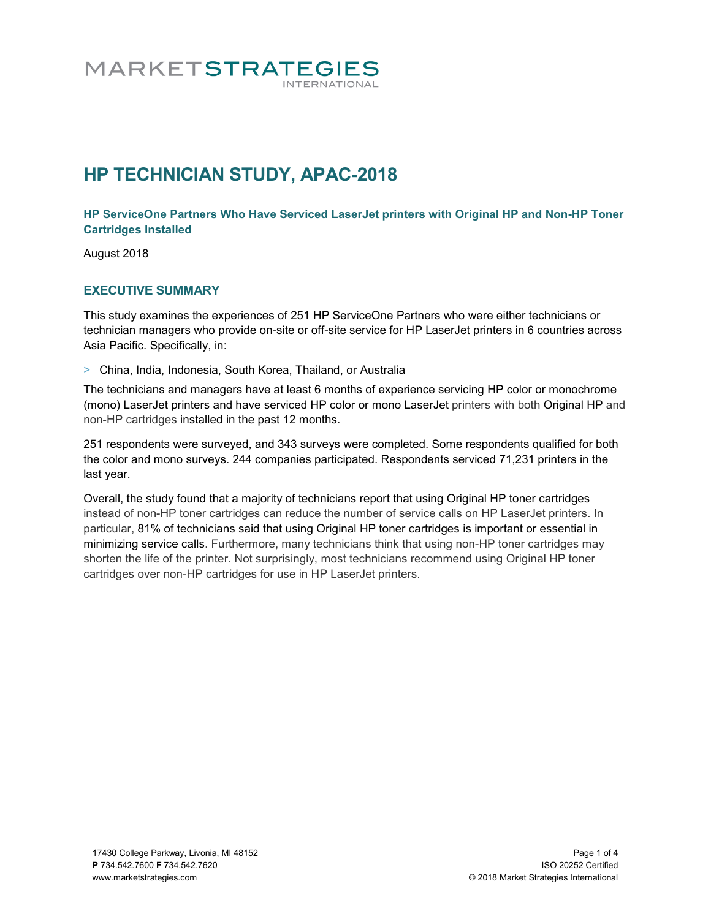MARKETSTRATEGIES
INTERNATIONAL

# HP TECHNICIAN STUDY, APAC-2018

### HP ServiceOne Partners Who Have Serviced LaserJet printers with Original HP and Non-HP Toner Cartridges Installed

August 2018

## EXECUTIVE SUMMARY

This study examines the experiences of 251 HP ServiceOne Partners who were either technicians or technician managers who provide on-site or off-site service for HP LaserJet printers in 6 countries across Asia Pacific. Specifically, in:

> China, India, Indonesia, South Korea, Thailand, or Australia

The technicians and managers have at least 6 months of experience servicing HP color or monochrome (mono) LaserJet printers and have serviced HP color or mono LaserJet printers with both Original HP and non-HP cartridges installed in the past 12 months.

251 respondents were surveyed, and 343 surveys were completed. Some respondents qualified for both the color and mono surveys. 244 companies participated. Respondents serviced 71,231 printers in the last year.

Overall, the study found that a majority of technicians report that using Original HP toner cartridges instead of non-HP toner cartridges can reduce the number of service calls on HP LaserJet printers. In particular, 81% of technicians said that using Original HP toner cartridges is important or essential in minimizing service calls. Furthermore, many technicians think that using non-HP toner cartridges may shorten the life of the printer. Not surprisingly, most technicians recommend using Original HP toner cartridges over non-HP cartridges for use in HP LaserJet printers.

17430 College Parkway, Livonia, MI 48152
**P** 734.542.7600 **F** 734.542.7620
www.marketstrategies.com

ISO 20252 Certified
© 2018 Market Strategies International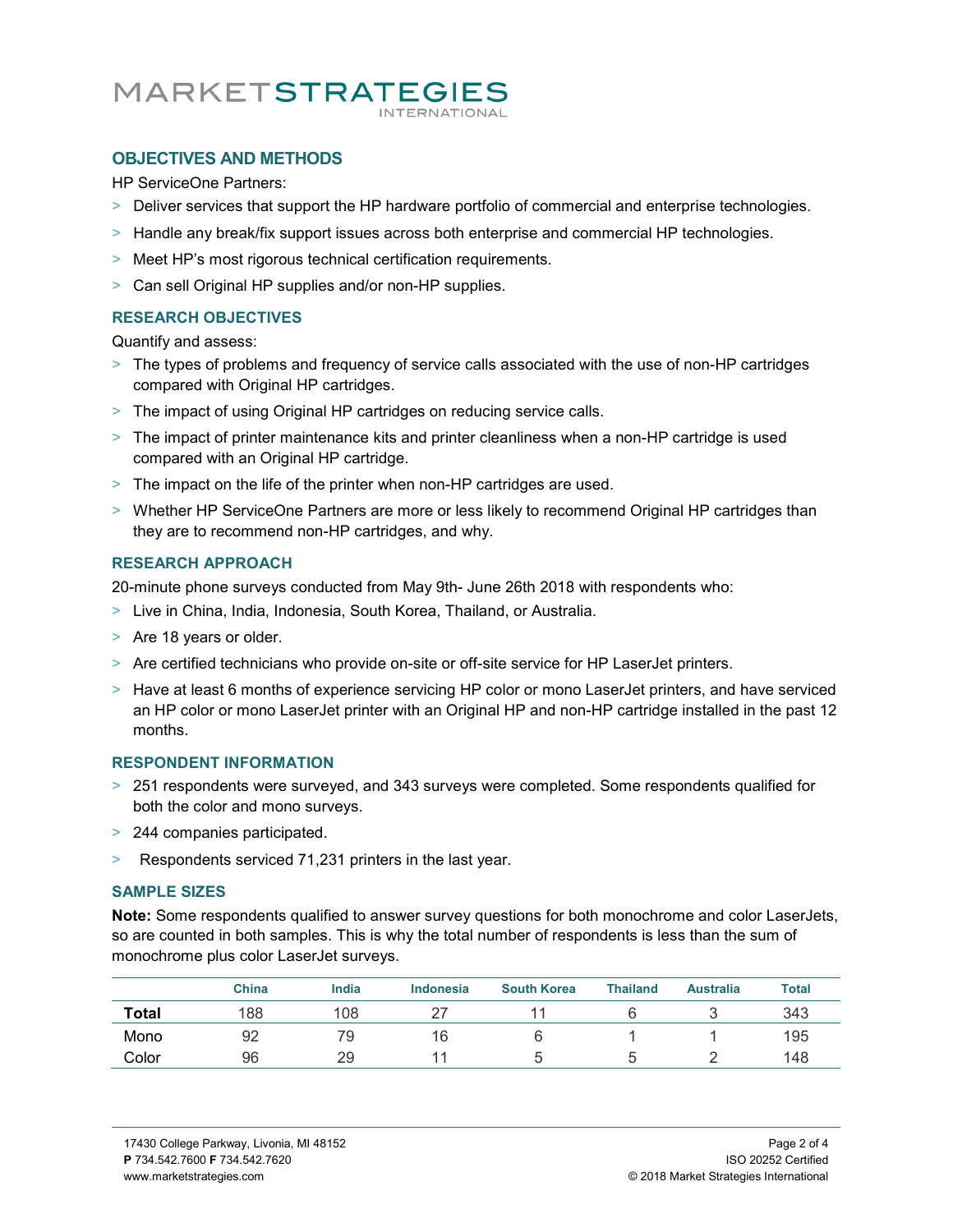MARKETSTRATEGIES INTERNATIONAL

## OBJECTIVES AND METHODS

HP ServiceOne Partners:

- Deliver services that support the HP hardware portfolio of commercial and enterprise technologies.
- Handle any break/fix support issues across both enterprise and commercial HP technologies.
- Meet HP's most rigorous technical certification requirements.
- Can sell Original HP supplies and/or non-HP supplies.

### RESEARCH OBJECTIVES

Quantify and assess:

- The types of problems and frequency of service calls associated with the use of non-HP cartridges compared with Original HP cartridges.
- The impact of using Original HP cartridges on reducing service calls.
- The impact of printer maintenance kits and printer cleanliness when a non-HP cartridge is used compared with an Original HP cartridge.
- The impact on the life of the printer when non-HP cartridges are used.
- Whether HP ServiceOne Partners are more or less likely to recommend Original HP cartridges than they are to recommend non-HP cartridges, and why.

### RESEARCH APPROACH

20-minute phone surveys conducted from May 9th- June 26th 2018 with respondents who:

- Live in China, India, Indonesia, South Korea, Thailand, or Australia.
- Are 18 years or older.
- Are certified technicians who provide on-site or off-site service for HP LaserJet printers.
- Have at least 6 months of experience servicing HP color or mono LaserJet printers, and have serviced an HP color or mono LaserJet printer with an Original HP and non-HP cartridge installed in the past 12 months.

### RESPONDENT INFORMATION

- 251 respondents were surveyed, and 343 surveys were completed. Some respondents qualified for both the color and mono surveys.
- 244 companies participated.
- Respondents serviced 71,231 printers in the last year.

### SAMPLE SIZES

**Note:** Some respondents qualified to answer survey questions for both monochrome and color LaserJets, so are counted in both samples. This is why the total number of respondents is less than the sum of monochrome plus color LaserJet surveys.

| | China | India | Indonesia | South Korea | Thailand | Australia | Total |
|---|---|---|---|---|---|---|---|
| **Total** | 188 | 108 | 27 | 11 | 6 | 3 | 343 |
| Mono | 92 | 79 | 16 | 6 | 1 | 1 | 195 |
| Color | 96 | 29 | 11 | 5 | 5 | 2 | 148 |

17430 College Parkway, Livonia, MI 48152
**P** 734.542.7600 **F** 734.542.7620
www.marketstrategies.com

ISO 20252 Certified
© 2018 Market Strategies International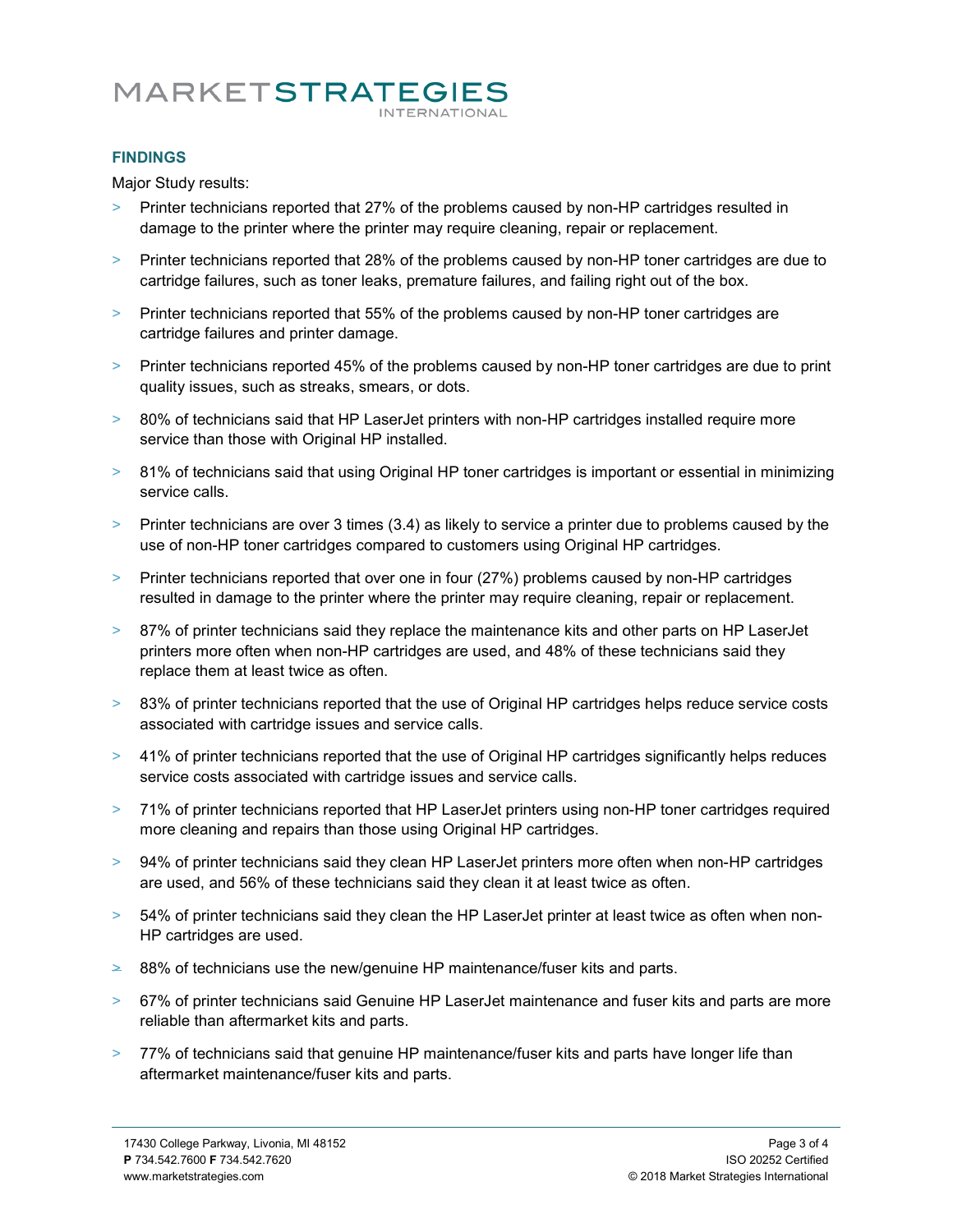## FINDINGS

Major Study results:

- Printer technicians reported that 27% of the problems caused by non-HP cartridges resulted in damage to the printer where the printer may require cleaning, repair or replacement.
- Printer technicians reported that 28% of the problems caused by non-HP toner cartridges are due to cartridge failures, such as toner leaks, premature failures, and failing right out of the box.
- Printer technicians reported that 55% of the problems caused by non-HP toner cartridges are cartridge failures and printer damage.
- Printer technicians reported 45% of the problems caused by non-HP toner cartridges are due to print quality issues, such as streaks, smears, or dots.
- 80% of technicians said that HP LaserJet printers with non-HP cartridges installed require more service than those with Original HP installed.
- 81% of technicians said that using Original HP toner cartridges is important or essential in minimizing service calls.
- Printer technicians are over 3 times (3.4) as likely to service a printer due to problems caused by the use of non-HP toner cartridges compared to customers using Original HP cartridges.
- Printer technicians reported that over one in four (27%) problems caused by non-HP cartridges resulted in damage to the printer where the printer may require cleaning, repair or replacement.
- 87% of printer technicians said they replace the maintenance kits and other parts on HP LaserJet printers more often when non-HP cartridges are used, and 48% of these technicians said they replace them at least twice as often.
- 83% of printer technicians reported that the use of Original HP cartridges helps reduce service costs associated with cartridge issues and service calls.
- 41% of printer technicians reported that the use of Original HP cartridges significantly helps reduces service costs associated with cartridge issues and service calls.
- 71% of printer technicians reported that HP LaserJet printers using non-HP toner cartridges required more cleaning and repairs than those using Original HP cartridges.
- 94% of printer technicians said they clean HP LaserJet printers more often when non-HP cartridges are used, and 56% of these technicians said they clean it at least twice as often.
- 54% of printer technicians said they clean the HP LaserJet printer at least twice as often when non-HP cartridges are used.
- 88% of technicians use the new/genuine HP maintenance/fuser kits and parts.
- 67% of printer technicians said Genuine HP LaserJet maintenance and fuser kits and parts are more reliable than aftermarket kits and parts.
- 77% of technicians said that genuine HP maintenance/fuser kits and parts have longer life than aftermarket maintenance/fuser kits and parts.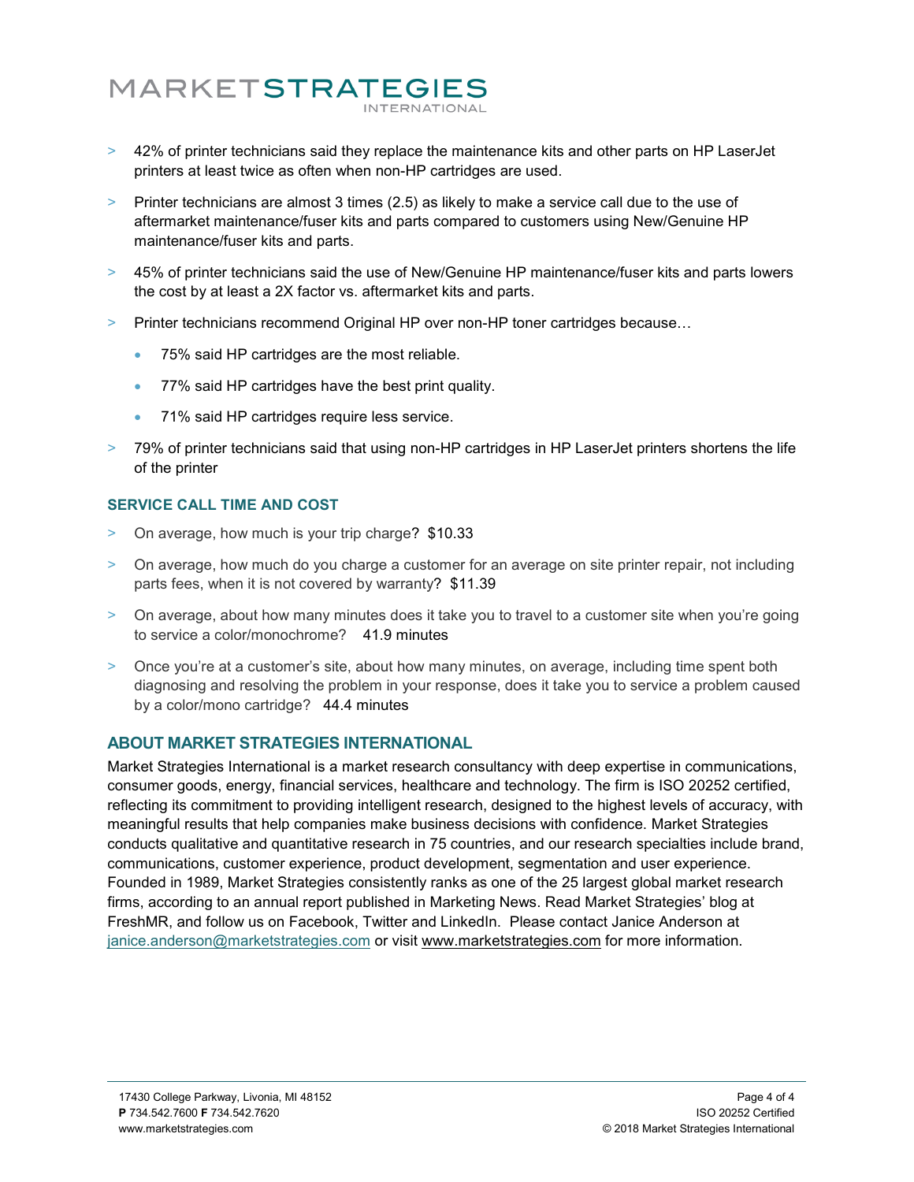- 42% of printer technicians said they replace the maintenance kits and other parts on HP LaserJet printers at least twice as often when non-HP cartridges are used.
- Printer technicians are almost 3 times (2.5) as likely to make a service call due to the use of aftermarket maintenance/fuser kits and parts compared to customers using New/Genuine HP maintenance/fuser kits and parts.
- 45% of printer technicians said the use of New/Genuine HP maintenance/fuser kits and parts lowers the cost by at least a 2X factor vs. aftermarket kits and parts.
- Printer technicians recommend Original HP over non-HP toner cartridges because…
  - 75% said HP cartridges are the most reliable.
  - 77% said HP cartridges have the best print quality.
  - 71% said HP cartridges require less service.
- 79% of printer technicians said that using non-HP cartridges in HP LaserJet printers shortens the life of the printer

### SERVICE CALL TIME AND COST

- On average, how much is your trip charge? $10.33
- On average, how much do you charge a customer for an average on site printer repair, not including parts fees, when it is not covered by warranty? $11.39
- On average, about how many minutes does it take you to travel to a customer site when you're going to service a color/monochrome? 41.9 minutes
- Once you're at a customer's site, about how many minutes, on average, including time spent both diagnosing and resolving the problem in your response, does it take you to service a problem caused by a color/mono cartridge? 44.4 minutes

## ABOUT MARKET STRATEGIES INTERNATIONAL

Market Strategies International is a market research consultancy with deep expertise in communications, consumer goods, energy, financial services, healthcare and technology. The firm is ISO 20252 certified, reflecting its commitment to providing intelligent research, designed to the highest levels of accuracy, with meaningful results that help companies make business decisions with confidence. Market Strategies conducts qualitative and quantitative research in 75 countries, and our research specialties include brand, communications, customer experience, product development, segmentation and user experience. Founded in 1989, Market Strategies consistently ranks as one of the 25 largest global market research firms, according to an annual report published in Marketing News. Read Market Strategies' blog at FreshMR, and follow us on Facebook, Twitter and LinkedIn. Please contact Janice Anderson at janice.anderson@marketstrategies.com or visit www.marketstrategies.com for more information.